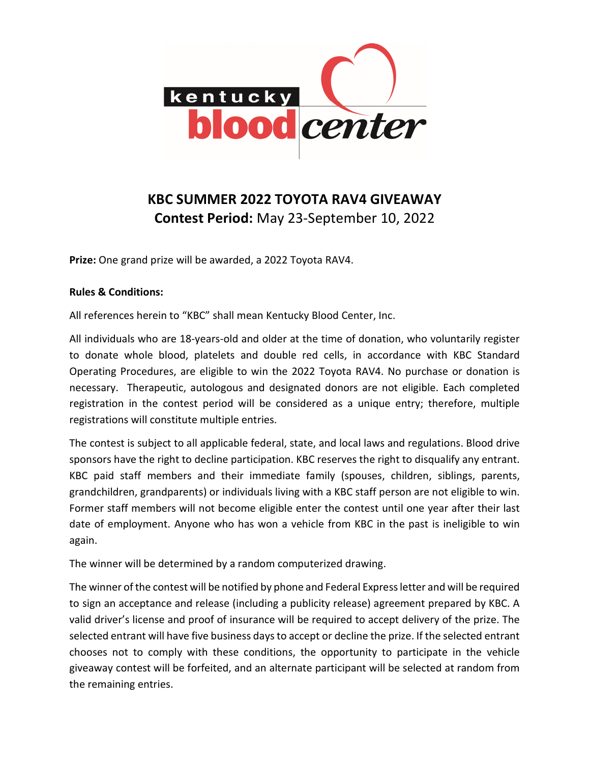# KBC SUMMER 2022 TOYOTA RAV4 GIVEAWAY

**Contest Period:** May 23-September 10, 2022

**Prize:** One grand prize will be awarded, a 2022 Toyota RAV4.

**Rules & Conditions:**

All references herein to "KBC" shall mean Kentucky Blood Center, Inc.

All individuals who are 18-years-old and older at the time of donation, who voluntarily register to donate whole blood, platelets and double red cells, in accordance with KBC Standard Operating Procedures, are eligible to win the 2022 Toyota RAV4. No purchase or donation is necessary. Therapeutic, autologous and designated donors are not eligible. Each completed registration in the contest period will be considered as a unique entry; therefore, multiple registrations will constitute multiple entries.

The contest is subject to all applicable federal, state, and local laws and regulations. Blood drive sponsors have the right to decline participation. KBC reserves the right to disqualify any entrant. KBC paid staff members and their immediate family (spouses, children, siblings, parents, grandchildren, grandparents) or individuals living with a KBC staff person are not eligible to win. Former staff members will not become eligible enter the contest until one year after their last date of employment. Anyone who has won a vehicle from KBC in the past is ineligible to win again.

The winner will be determined by a random computerized drawing.

The winner of the contest will be notified by phone and Federal Express letter and will be required to sign an acceptance and release (including a publicity release) agreement prepared by KBC. A valid driver's license and proof of insurance will be required to accept delivery of the prize. The selected entrant will have five business days to accept or decline the prize. If the selected entrant chooses not to comply with these conditions, the opportunity to participate in the vehicle giveaway contest will be forfeited, and an alternate participant will be selected at random from the remaining entries.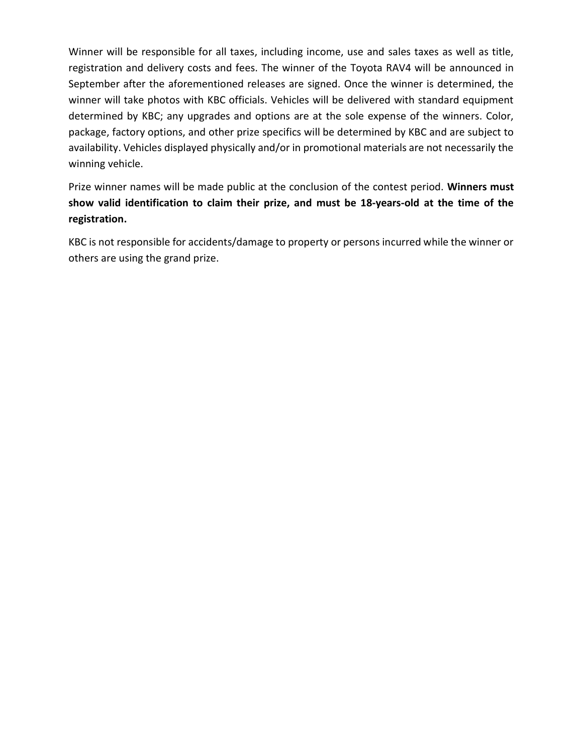Winner will be responsible for all taxes, including income, use and sales taxes as well as title, registration and delivery costs and fees. The winner of the Toyota RAV4 will be announced in September after the aforementioned releases are signed. Once the winner is determined, the winner will take photos with KBC officials. Vehicles will be delivered with standard equipment determined by KBC; any upgrades and options are at the sole expense of the winners. Color, package, factory options, and other prize specifics will be determined by KBC and are subject to availability. Vehicles displayed physically and/or in promotional materials are not necessarily the winning vehicle.

Prize winner names will be made public at the conclusion of the contest period. **Winners must show valid identification to claim their prize, and must be 18-years-old at the time of the registration.**

KBC is not responsible for accidents/damage to property or persons incurred while the winner or others are using the grand prize.